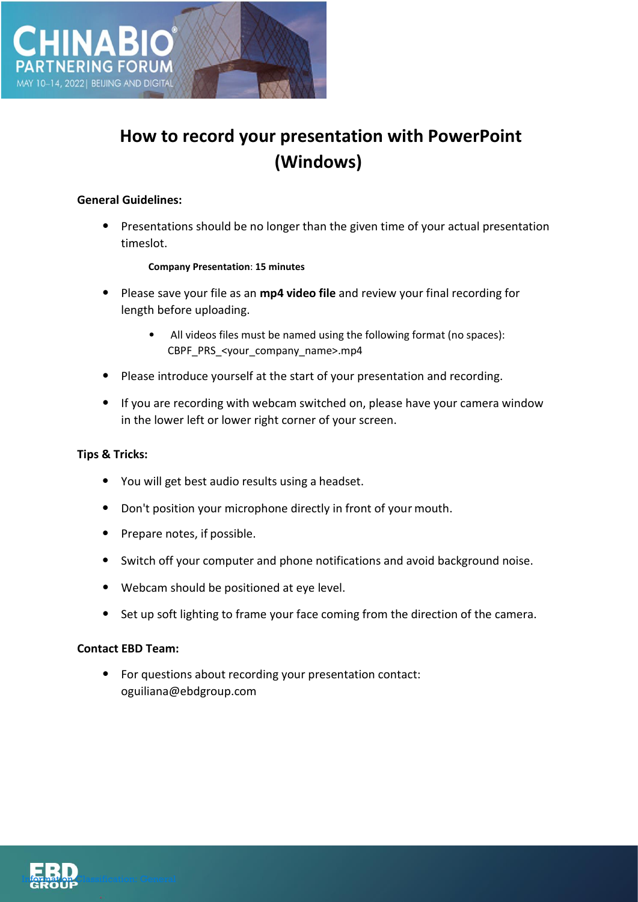# How to record your presentation with PowerPoint (Windows)

**General Guidelines:**

- Presentations should be no longer than the given time of your actual presentation timeslot.

  **Company Presentation**: **15 minutes**

- Please save your file as an **mp4 video file** and review your final recording for length before uploading.
  - All videos files must be named using the following format (no spaces): CBPF_PRS_<your_company_name>.mp4
- Please introduce yourself at the start of your presentation and recording.
- If you are recording with webcam switched on, please have your camera window in the lower left or lower right corner of your screen.

**Tips & Tricks:**

- You will get best audio results using a headset.
- Don't position your microphone directly in front of your mouth.
- Prepare notes, if possible.
- Switch off your computer and phone notifications and avoid background noise.
- Webcam should be positioned at eye level.
- Set up soft lighting to frame your face coming from the direction of the camera.

**Contact EBD Team:**

- For questions about recording your presentation contact: oguiliana@ebdgroup.com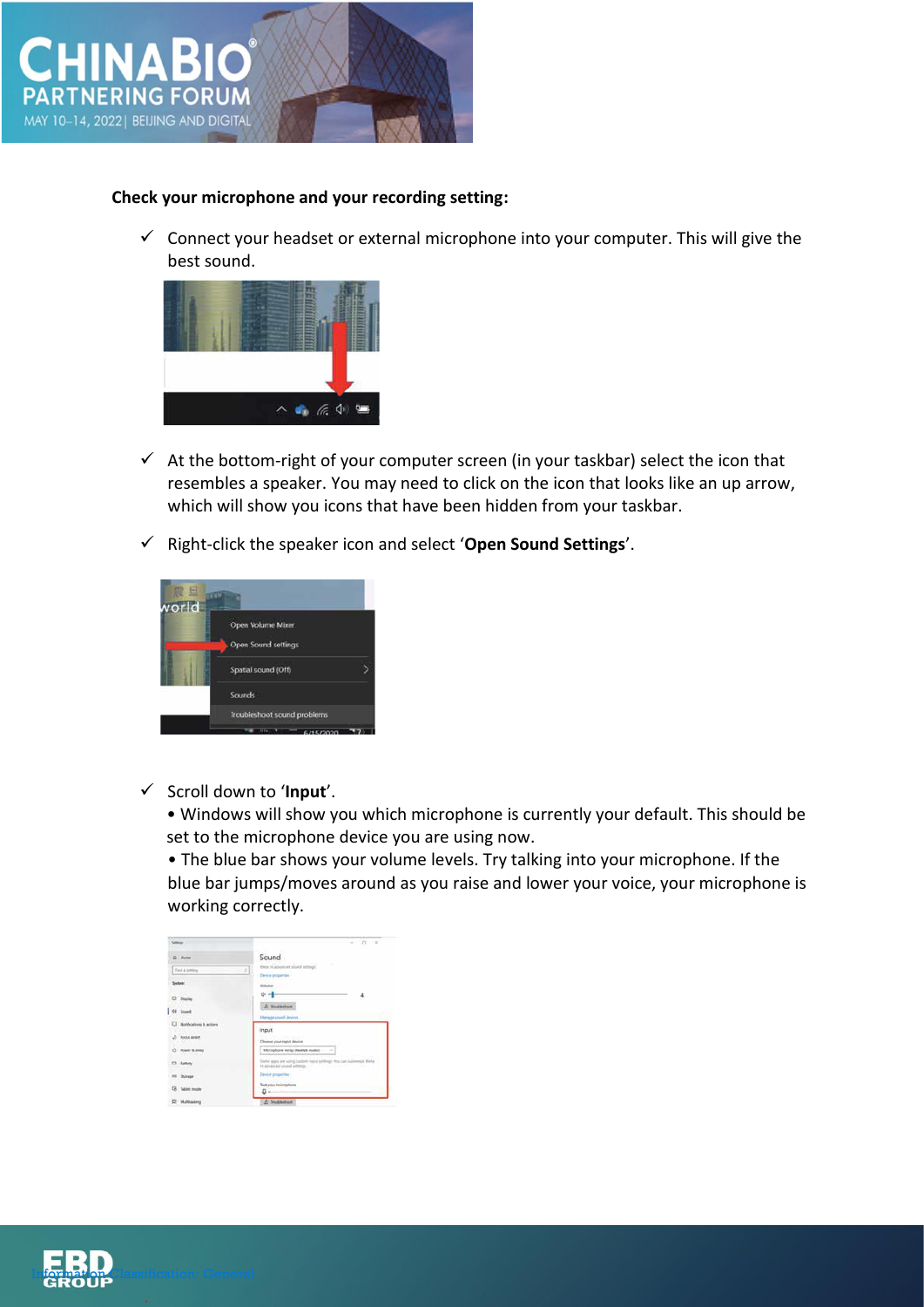**Check your microphone and your recording setting:**

- ✓ Connect your headset or external microphone into your computer. This will give the best sound.

- ✓ At the bottom-right of your computer screen (in your taskbar) select the icon that resembles a speaker. You may need to click on the icon that looks like an up arrow, which will show you icons that have been hidden from your taskbar.

- ✓ Right-click the speaker icon and select '**Open Sound Settings**'.

- ✓ Scroll down to '**Input**'.
  - • Windows will show you which microphone is currently your default. This should be set to the microphone device you are using now.
  - • The blue bar shows your volume levels. Try talking into your microphone. If the blue bar jumps/moves around as you raise and lower your voice, your microphone is working correctly.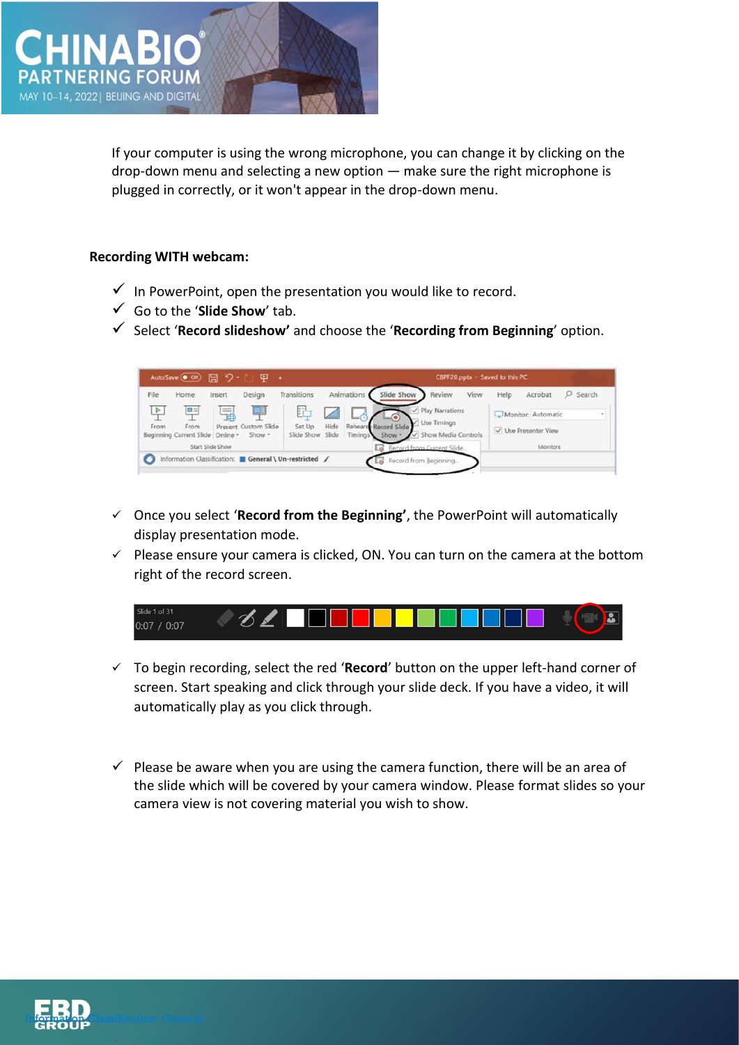If your computer is using the wrong microphone, you can change it by clicking on the drop-down menu and selecting a new option — make sure the right microphone is plugged in correctly, or it won't appear in the drop-down menu.

**Recording WITH webcam:**

- ✓ In PowerPoint, open the presentation you would like to record.
- ✓ Go to the '**Slide Show**' tab.
- ✓ Select '**Record slideshow'** and choose the '**Recording from Beginning**' option.

- ✓ Once you select '**Record from the Beginning'**, the PowerPoint will automatically display presentation mode.
- ✓ Please ensure your camera is clicked, ON. You can turn on the camera at the bottom right of the record screen.

- ✓ To begin recording, select the red '**Record**' button on the upper left-hand corner of screen. Start speaking and click through your slide deck. If you have a video, it will automatically play as you click through.

- ✓ Please be aware when you are using the camera function, there will be an area of the slide which will be covered by your camera window. Please format slides so your camera view is not covering material you wish to show.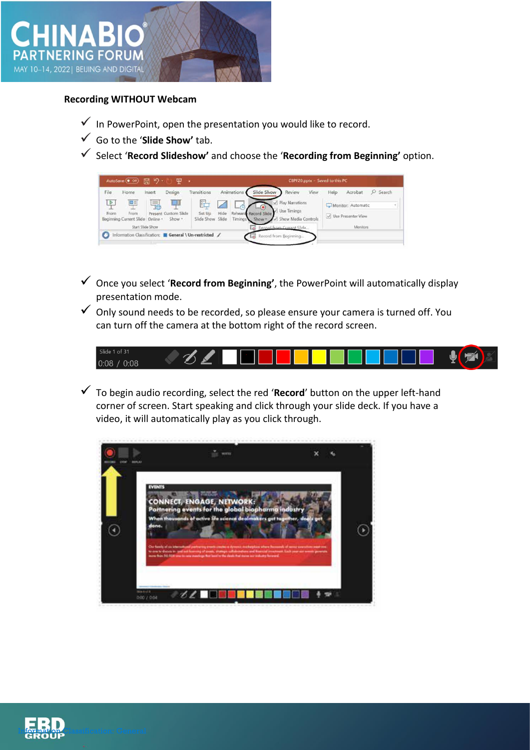**Recording WITHOUT Webcam**

- ✓ In PowerPoint, open the presentation you would like to record.
- ✓ Go to the '**Slide Show'** tab.
- ✓ Select '**Record Slideshow'** and choose the '**Recording from Beginning'** option.

- ✓ Once you select '**Record from Beginning'**, the PowerPoint will automatically display presentation mode.
- ✓ Only sound needs to be recorded, so please ensure your camera is turned off. You can turn off the camera at the bottom right of the record screen.

- ✓ To begin audio recording, select the red '**Record**' button on the upper left-hand corner of screen. Start speaking and click through your slide deck. If you have a video, it will automatically play as you click through.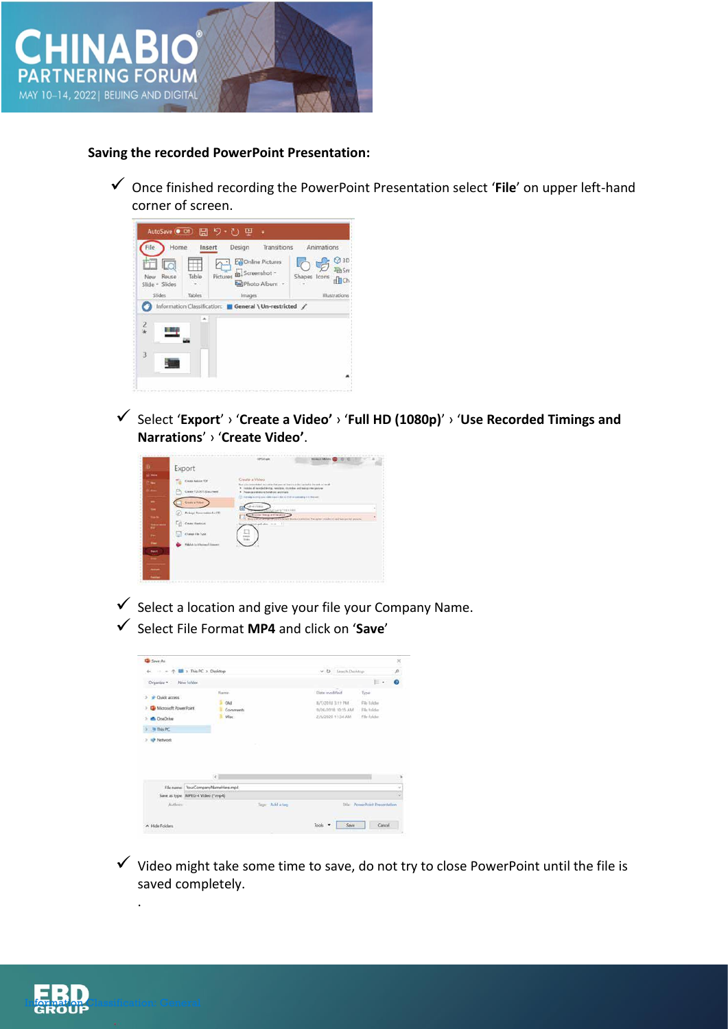**Saving the recorded PowerPoint Presentation:**

- ✓ Once finished recording the PowerPoint Presentation select '**File**' on upper left-hand corner of screen.

- ✓ Select '**Export**' › '**Create a Video**' › '**Full HD (1080p)**' › '**Use Recorded Timings and Narrations**' › '**Create Video'**.

- ✓ Select a location and give your file your Company Name.
- ✓ Select File Format **MP4** and click on '**Save**'

- ✓ Video might take some time to save, do not try to close PowerPoint until the file is saved completely.

.